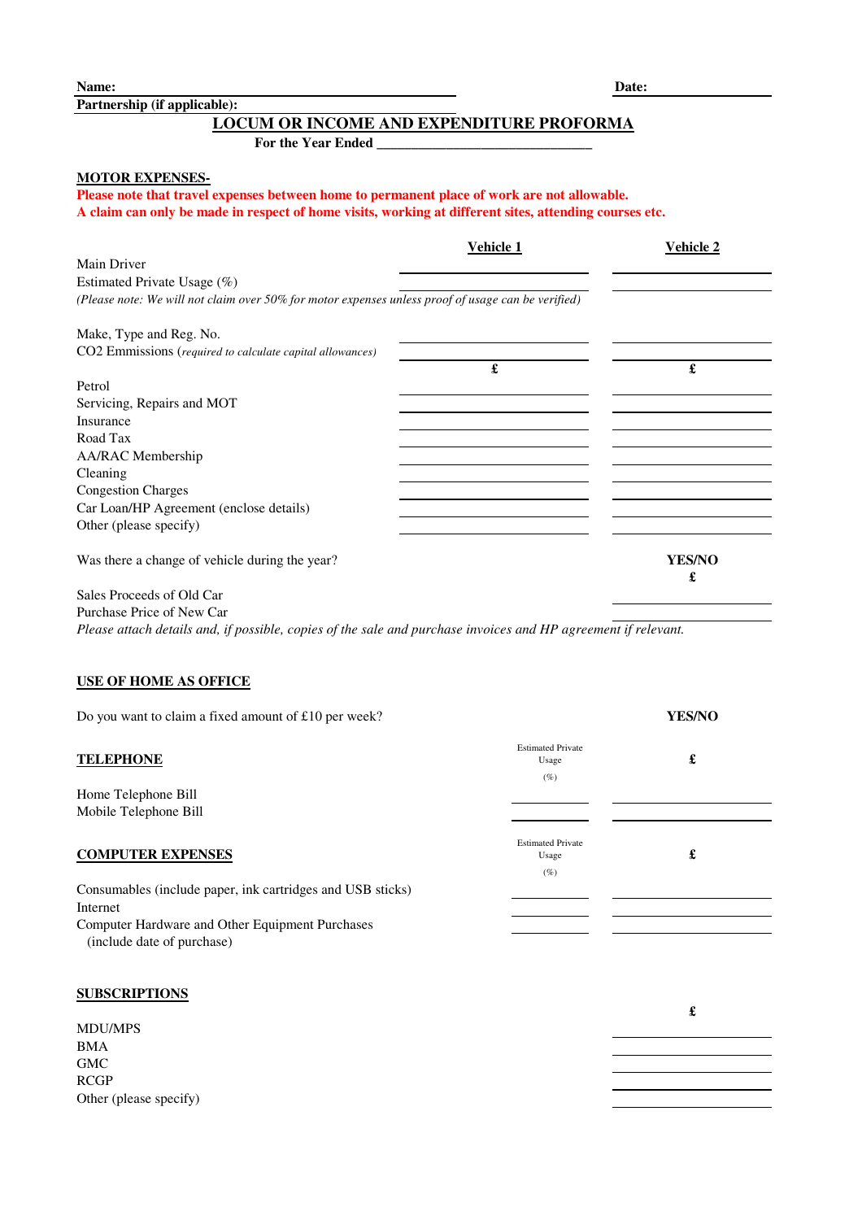**Name:** ______________________________ **Date:** ______________

**Partnership (if applicable):** ______________________________

# LOCUM OR INCOME AND EXPENDITURE PROFORMA

**For the Year Ended ______________________________**

## MOTOR EXPENSES-

**Please note that travel expenses between home to permanent place of work are not allowable.**
**A claim can only be made in respect of home visits, working at different sites, attending courses etc.**

| | Vehicle 1 | Vehicle 2 |
|---|---|---|
| Main Driver | | |
| Estimated Private Usage (%) | | |

*(Please note: We will not claim over 50% for motor expenses unless proof of usage can be verified)*

| | Vehicle 1 | Vehicle 2 |
|---|---|---|
| Make, Type and Reg. No. | | |
| CO2 Emmissions (*required to calculate capital allowances*) | | |
| | **£** | **£** |
| Petrol | | |
| Servicing, Repairs and MOT | | |
| Insurance | | |
| Road Tax | | |
| AA/RAC Membership | | |
| Cleaning | | |
| Congestion Charges | | |
| Car Loan/HP Agreement (enclose details) | | |
| Other (please specify) | | |

| | |
|---|---|
| Was there a change of vehicle during the year? | **YES/NO** |
| | **£** |
| Sales Proceeds of Old Car | |
| Purchase Price of New Car | |

*Please attach details and, if possible, copies of the sale and purchase invoices and HP agreement if relevant.*

## USE OF HOME AS OFFICE

| | |
|---|---|
| Do you want to claim a fixed amount of £10 per week? | **YES/NO** |

## TELEPHONE

| | Estimated Private Usage (%) | £ |
|---|---|---|
| Home Telephone Bill | | |
| Mobile Telephone Bill | | |

## COMPUTER EXPENSES

| | Estimated Private Usage (%) | £ |
|---|---|---|
| Consumables (include paper, ink cartridges and USB sticks) | | |
| Internet | | |
| Computer Hardware and Other Equipment Purchases (include date of purchase) | | |

## SUBSCRIPTIONS

| | £ |
|---|---|
| MDU/MPS | |
| BMA | |
| GMC | |
| RCGP | |
| Other (please specify) | |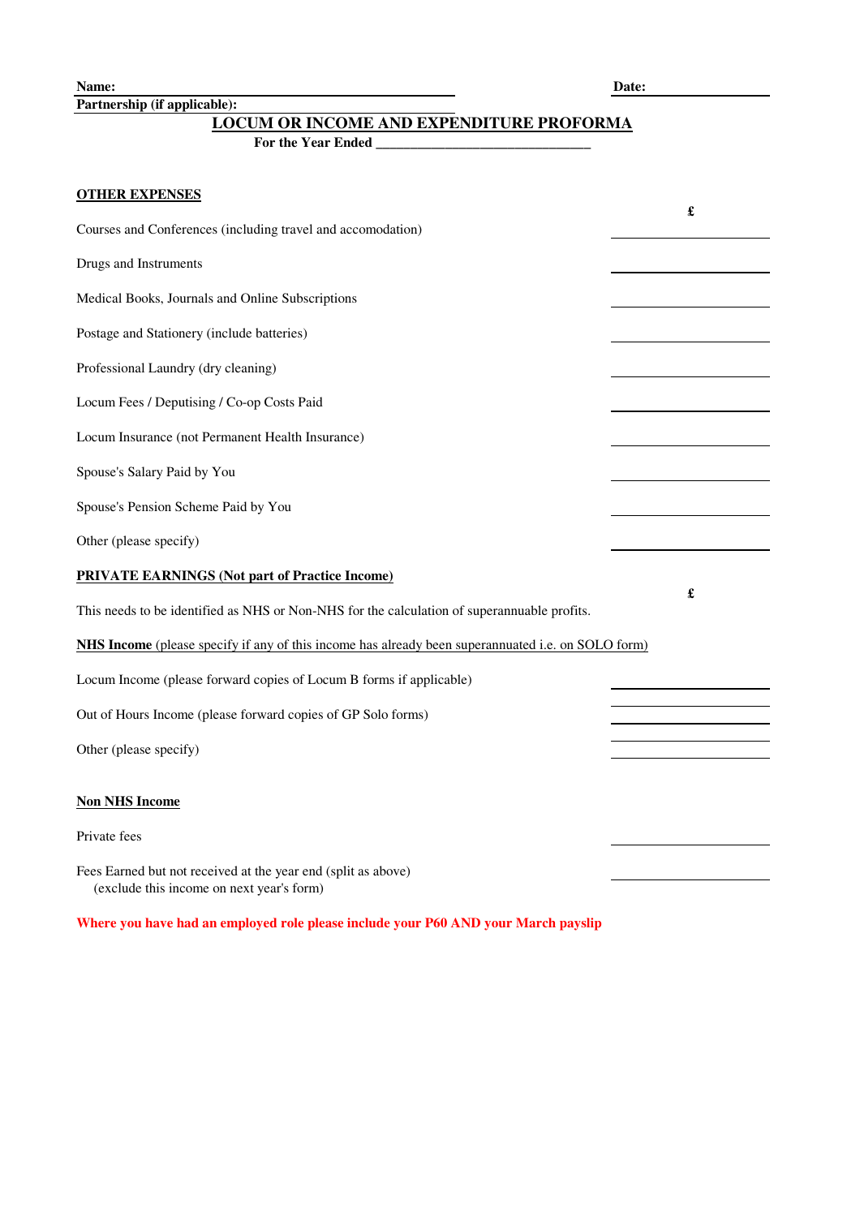**Name:** ______________________________ **Date:** ____________

**Partnership (if applicable):** ______________________________

## LOCUM OR INCOME AND EXPENDITURE PROFORMA

**For the Year Ended** ______________________________

### OTHER EXPENSES

| | £ |
|---|---|
| Courses and Conferences (including travel and accomodation) | |
| Drugs and Instruments | |
| Medical Books, Journals and Online Subscriptions | |
| Postage and Stationery (include batteries) | |
| Professional Laundry (dry cleaning) | |
| Locum Fees / Deputising / Co-op Costs Paid | |
| Locum Insurance (not Permanent Health Insurance) | |
| Spouse's Salary Paid by You | |
| Spouse's Pension Scheme Paid by You | |
| Other (please specify) | |

### PRIVATE EARNINGS (Not part of Practice Income)

| | £ |
|---|---|
| This needs to be identified as NHS or Non-NHS for the calculation of superannuable profits. | |

**NHS Income** (please specify if any of this income has already been superannuated i.e. on SOLO form)

| | |
|---|---|
| Locum Income (please forward copies of Locum B forms if applicable) | |
| Out of Hours Income (please forward copies of GP Solo forms) | |
| Other (please specify) | |

**Non NHS Income**

| | |
|---|---|
| Private fees | |
| Fees Earned but not received at the year end (split as above) (exclude this income on next year's form) | |

**Where you have had an employed role please include your P60 AND your March payslip**